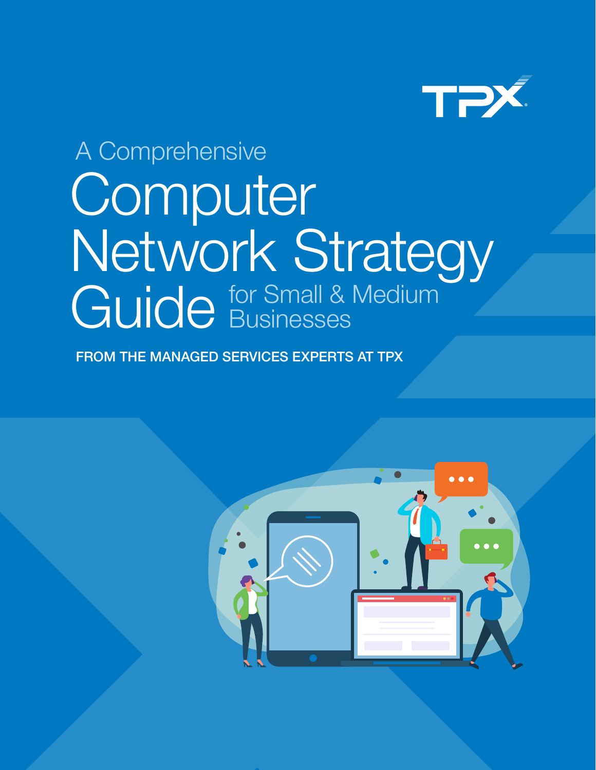TPX

# A Comprehensive Computer Network Strategy Guide for Small & Medium Businesses

**FROM THE MANAGED SERVICES EXPERTS AT TPX**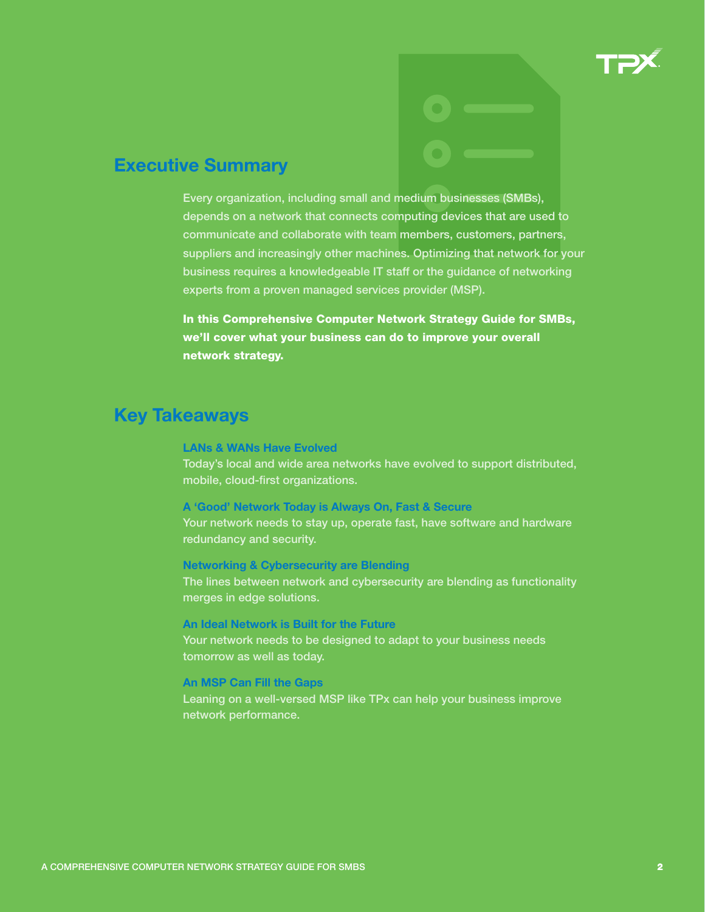## Executive Summary

Every organization, including small and medium businesses (SMBs), depends on a network that connects computing devices that are used to communicate and collaborate with team members, customers, partners, suppliers and increasingly other machines. Optimizing that network for your business requires a knowledgeable IT staff or the guidance of networking experts from a proven managed services provider (MSP).

**In this Comprehensive Computer Network Strategy Guide for SMBs, we'll cover what your business can do to improve your overall network strategy.**

## Key Takeaways

### LANs & WANs Have Evolved

Today's local and wide area networks have evolved to support distributed, mobile, cloud-first organizations.

### A 'Good' Network Today is Always On, Fast & Secure

Your network needs to stay up, operate fast, have software and hardware redundancy and security.

### Networking & Cybersecurity are Blending

The lines between network and cybersecurity are blending as functionality merges in edge solutions.

### An Ideal Network is Built for the Future

Your network needs to be designed to adapt to your business needs tomorrow as well as today.

### An MSP Can Fill the Gaps

Leaning on a well-versed MSP like TPx can help your business improve network performance.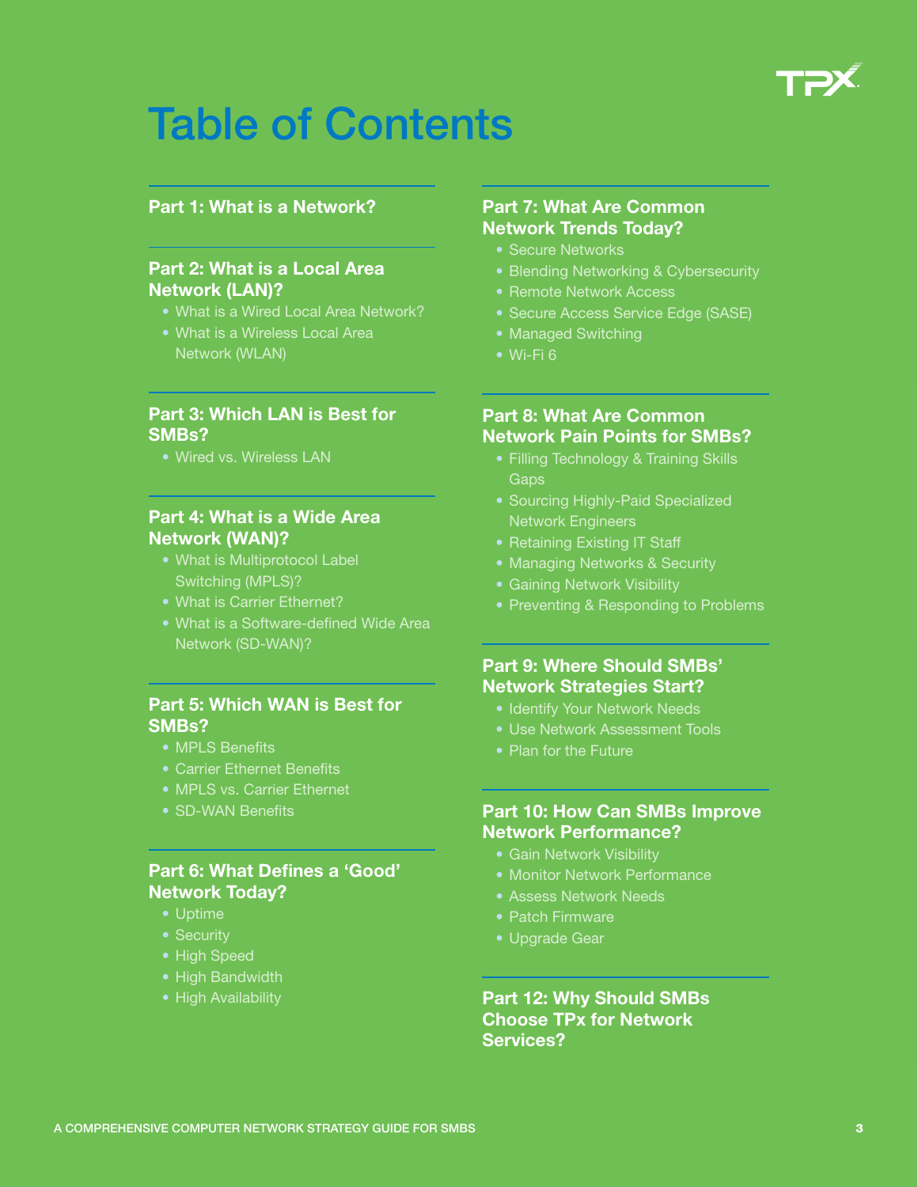# Table of Contents

## Part 1: What is a Network?

## Part 2: What is a Local Area Network (LAN)?

- What is a Wired Local Area Network?
- What is a Wireless Local Area Network (WLAN)

## Part 3: Which LAN is Best for SMBs?

- Wired vs. Wireless LAN

## Part 4: What is a Wide Area Network (WAN)?

- What is Multiprotocol Label Switching (MPLS)?
- What is Carrier Ethernet?
- What is a Software-defined Wide Area Network (SD-WAN)?

## Part 5: Which WAN is Best for SMBs?

- MPLS Benefits
- Carrier Ethernet Benefits
- MPLS vs. Carrier Ethernet
- SD-WAN Benefits

## Part 6: What Defines a 'Good' Network Today?

- Uptime
- Security
- High Speed
- High Bandwidth
- High Availability

## Part 7: What Are Common Network Trends Today?

- Secure Networks
- Blending Networking & Cybersecurity
- Remote Network Access
- Secure Access Service Edge (SASE)
- Managed Switching
- Wi-Fi 6

## Part 8: What Are Common Network Pain Points for SMBs?

- Filling Technology & Training Skills Gaps
- Sourcing Highly-Paid Specialized Network Engineers
- Retaining Existing IT Staff
- Managing Networks & Security
- Gaining Network Visibility
- Preventing & Responding to Problems

## Part 9: Where Should SMBs' Network Strategies Start?

- Identify Your Network Needs
- Use Network Assessment Tools
- Plan for the Future

## Part 10: How Can SMBs Improve Network Performance?

- Gain Network Visibility
- Monitor Network Performance
- Assess Network Needs
- Patch Firmware
- Upgrade Gear

## Part 12: Why Should SMBs Choose TPx for Network Services?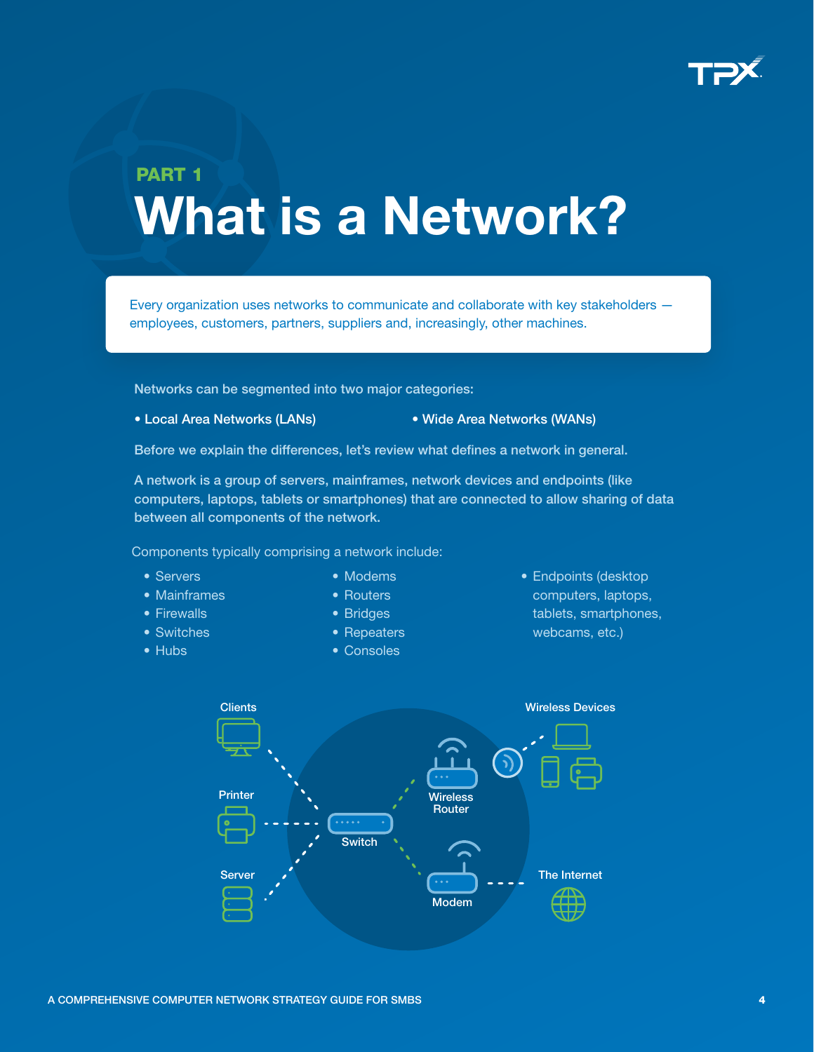PART 1

# What is a Network?

Every organization uses networks to communicate and collaborate with key stakeholders — employees, customers, partners, suppliers and, increasingly, other machines.

Networks can be segmented into two major categories:

- Local Area Networks (LANs)
- Wide Area Networks (WANs)

Before we explain the differences, let's review what defines a network in general.

A network is a group of servers, mainframes, network devices and endpoints (like computers, laptops, tablets or smartphones) that are connected to allow sharing of data between all components of the network.

Components typically comprising a network include:

- Servers
- Mainframes
- Firewalls
- Switches
- Hubs
- Modems
- Routers
- Bridges
- Repeaters
- Consoles
- Endpoints (desktop computers, laptops, tablets, smartphones, webcams, etc.)

Clients

Printer

Server

Switch

Wireless Router

Modem

Wireless Devices

The Internet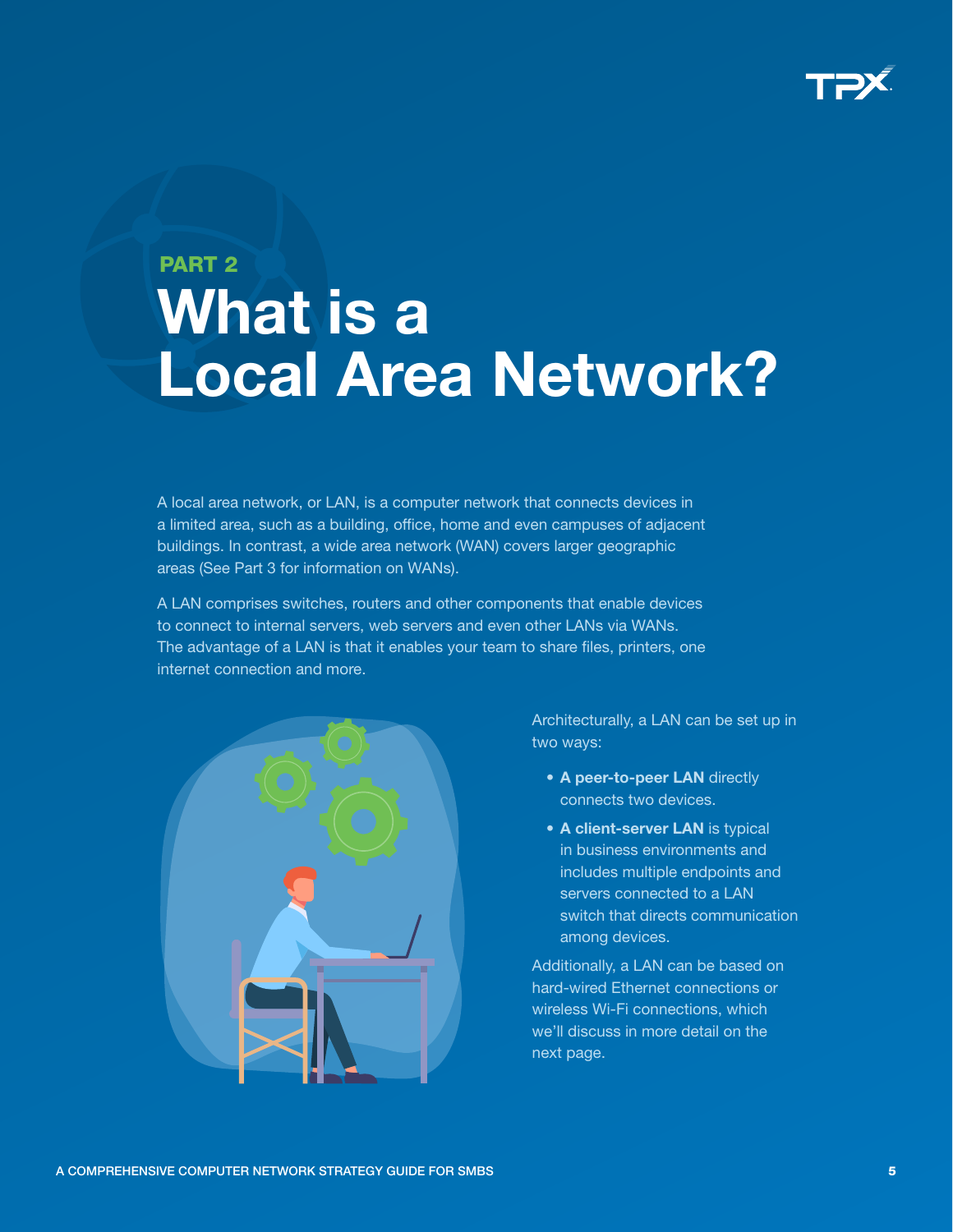PART 2

# What is a Local Area Network?

A local area network, or LAN, is a computer network that connects devices in a limited area, such as a building, office, home and even campuses of adjacent buildings. In contrast, a wide area network (WAN) covers larger geographic areas (See Part 3 for information on WANs).

A LAN comprises switches, routers and other components that enable devices to connect to internal servers, web servers and even other LANs via WANs. The advantage of a LAN is that it enables your team to share files, printers, one internet connection and more.

Architecturally, a LAN can be set up in two ways:

- **A peer-to-peer LAN** directly connects two devices.
- **A client-server LAN** is typical in business environments and includes multiple endpoints and servers connected to a LAN switch that directs communication among devices.

Additionally, a LAN can be based on hard-wired Ethernet connections or wireless Wi-Fi connections, which we'll discuss in more detail on the next page.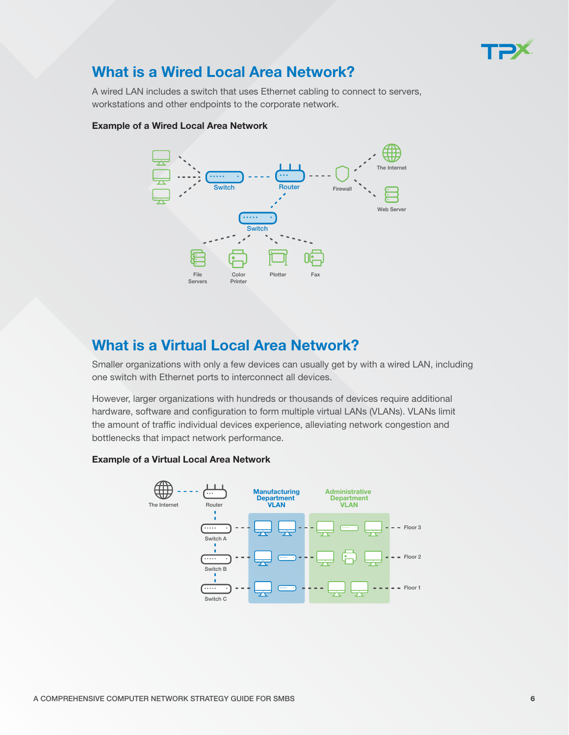## What is a Wired Local Area Network?

A wired LAN includes a switch that uses Ethernet cabling to connect to servers, workstations and other endpoints to the corporate network.

**Example of a Wired Local Area Network**

## What is a Virtual Local Area Network?

Smaller organizations with only a few devices can usually get by with a wired LAN, including one switch with Ethernet ports to interconnect all devices.

However, larger organizations with hundreds or thousands of devices require additional hardware, software and configuration to form multiple virtual LANs (VLANs). VLANs limit the amount of traffic individual devices experience, alleviating network congestion and bottlenecks that impact network performance.

**Example of a Virtual Local Area Network**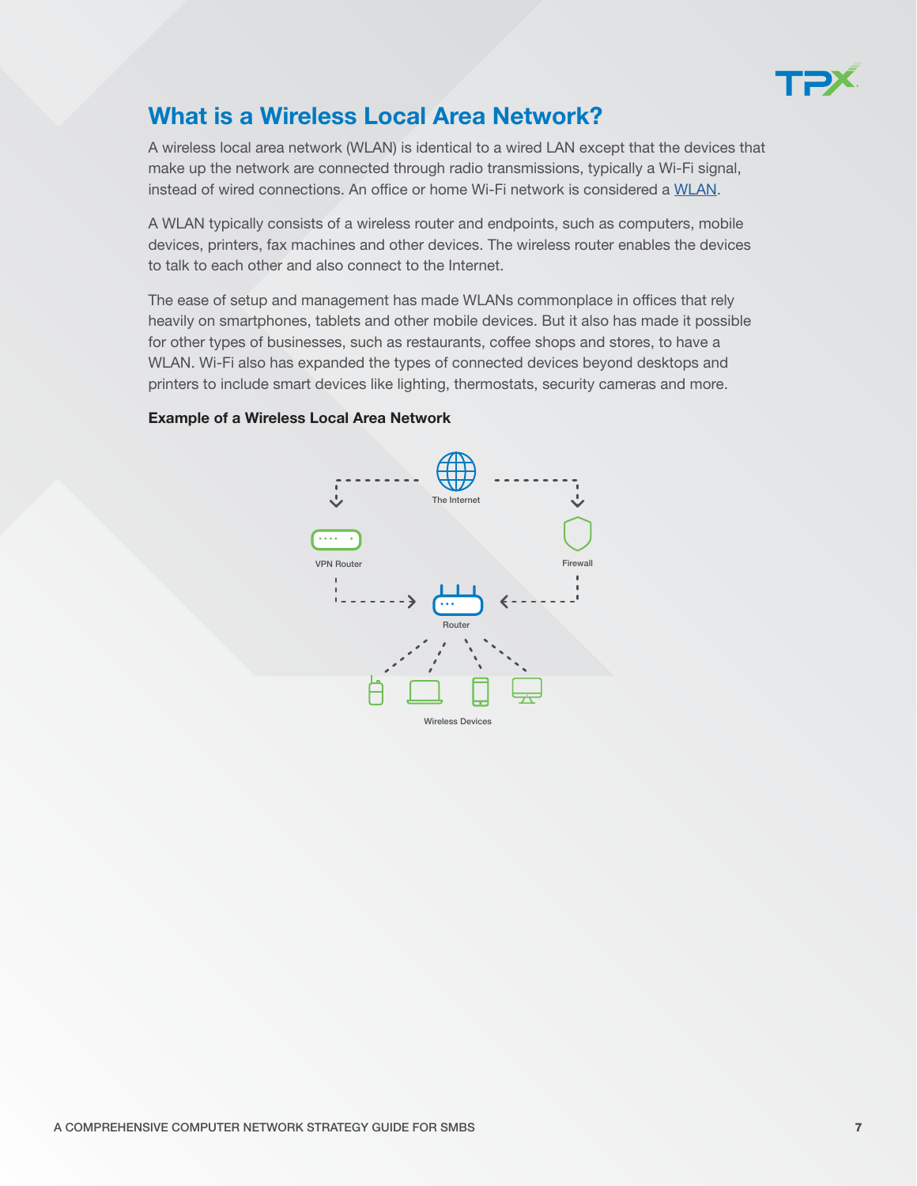## What is a Wireless Local Area Network?

A wireless local area network (WLAN) is identical to a wired LAN except that the devices that make up the network are connected through radio transmissions, typically a Wi-Fi signal, instead of wired connections. An office or home Wi-Fi network is considered a WLAN.

A WLAN typically consists of a wireless router and endpoints, such as computers, mobile devices, printers, fax machines and other devices. The wireless router enables the devices to talk to each other and also connect to the Internet.

The ease of setup and management has made WLANs commonplace in offices that rely heavily on smartphones, tablets and other mobile devices. But it also has made it possible for other types of businesses, such as restaurants, coffee shops and stores, to have a WLAN. Wi-Fi also has expanded the types of connected devices beyond desktops and printers to include smart devices like lighting, thermostats, security cameras and more.

**Example of a Wireless Local Area Network**

The Internet

VPN Router

Firewall

Router

Wireless Devices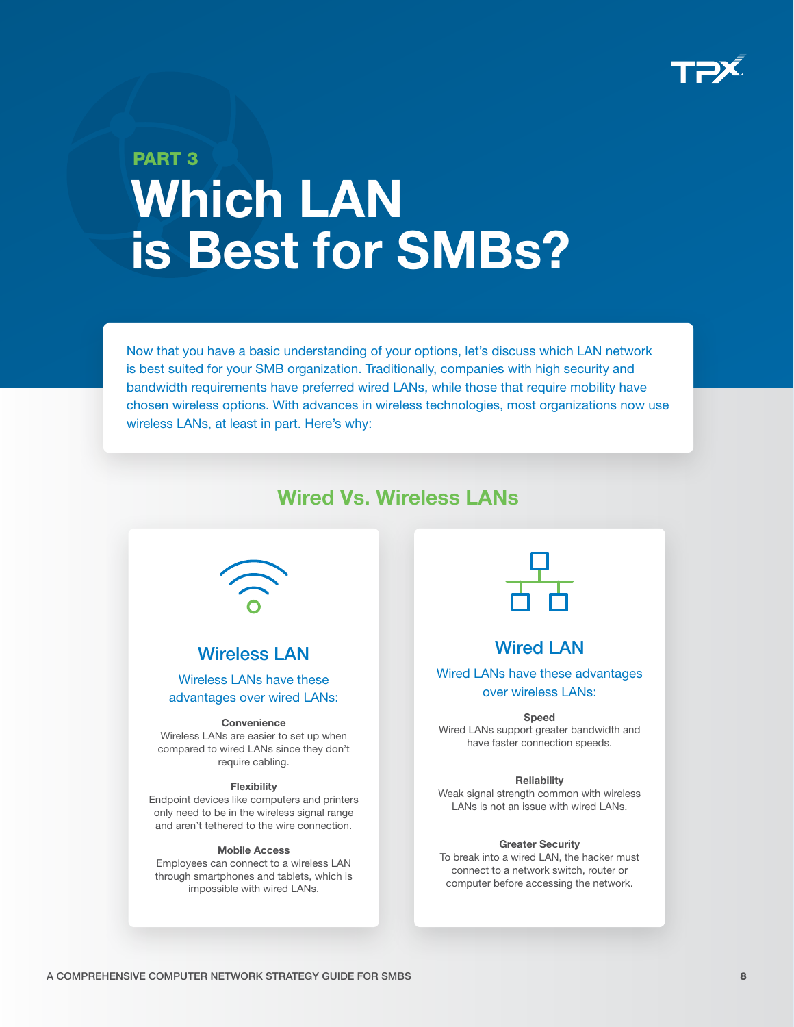PART 3

# Which LAN is Best for SMBs?

Now that you have a basic understanding of your options, let's discuss which LAN network is best suited for your SMB organization. Traditionally, companies with high security and bandwidth requirements have preferred wired LANs, while those that require mobility have chosen wireless options. With advances in wireless technologies, most organizations now use wireless LANs, at least in part. Here's why:

## Wired Vs. Wireless LANs

### Wireless LAN

Wireless LANs have these advantages over wired LANs:

**Convenience**
Wireless LANs are easier to set up when compared to wired LANs since they don't require cabling.

**Flexibility**
Endpoint devices like computers and printers only need to be in the wireless signal range and aren't tethered to the wire connection.

**Mobile Access**
Employees can connect to a wireless LAN through smartphones and tablets, which is impossible with wired LANs.

### Wired LAN

Wired LANs have these advantages over wireless LANs:

**Speed**
Wired LANs support greater bandwidth and have faster connection speeds.

**Reliability**
Weak signal strength common with wireless LANs is not an issue with wired LANs.

**Greater Security**
To break into a wired LAN, the hacker must connect to a network switch, router or computer before accessing the network.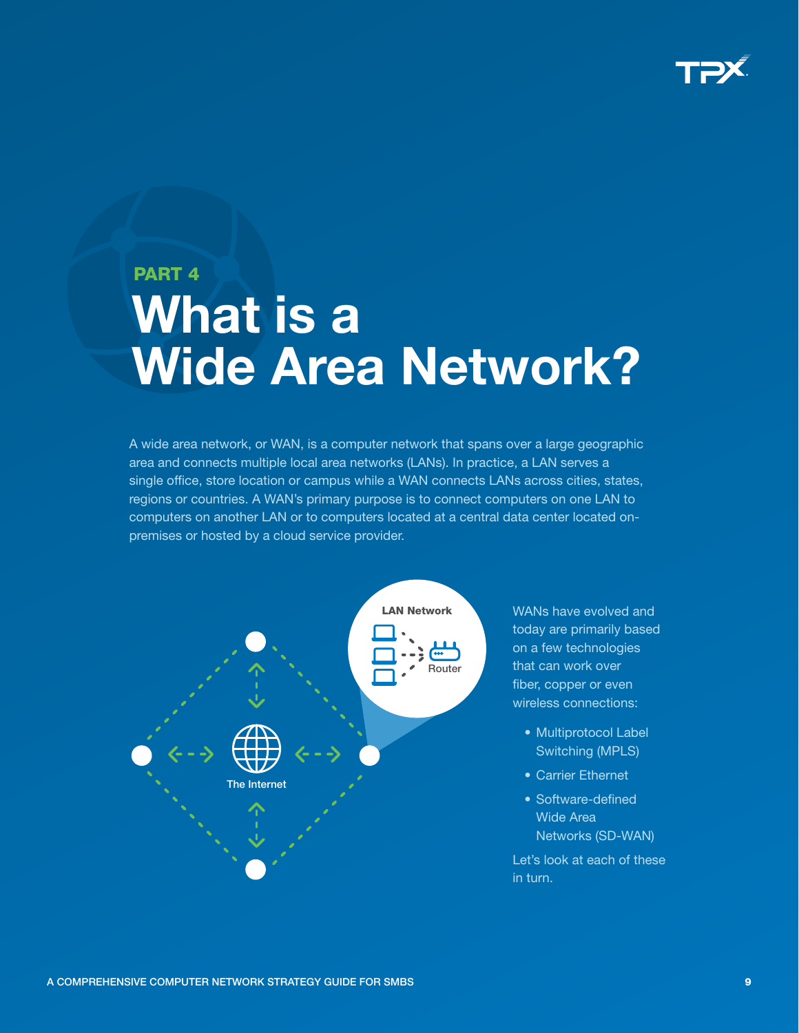PART 4

# What is a Wide Area Network?

A wide area network, or WAN, is a computer network that spans over a large geographic area and connects multiple local area networks (LANs). In practice, a LAN serves a single office, store location or campus while a WAN connects LANs across cities, states, regions or countries. A WAN's primary purpose is to connect computers on one LAN to computers on another LAN or to computers located at a central data center located on-premises or hosted by a cloud service provider.

LAN Network

Router

The Internet

WANs have evolved and today are primarily based on a few technologies that can work over fiber, copper or even wireless connections:

- Multiprotocol Label Switching (MPLS)
- Carrier Ethernet
- Software-defined Wide Area Networks (SD-WAN)

Let's look at each of these in turn.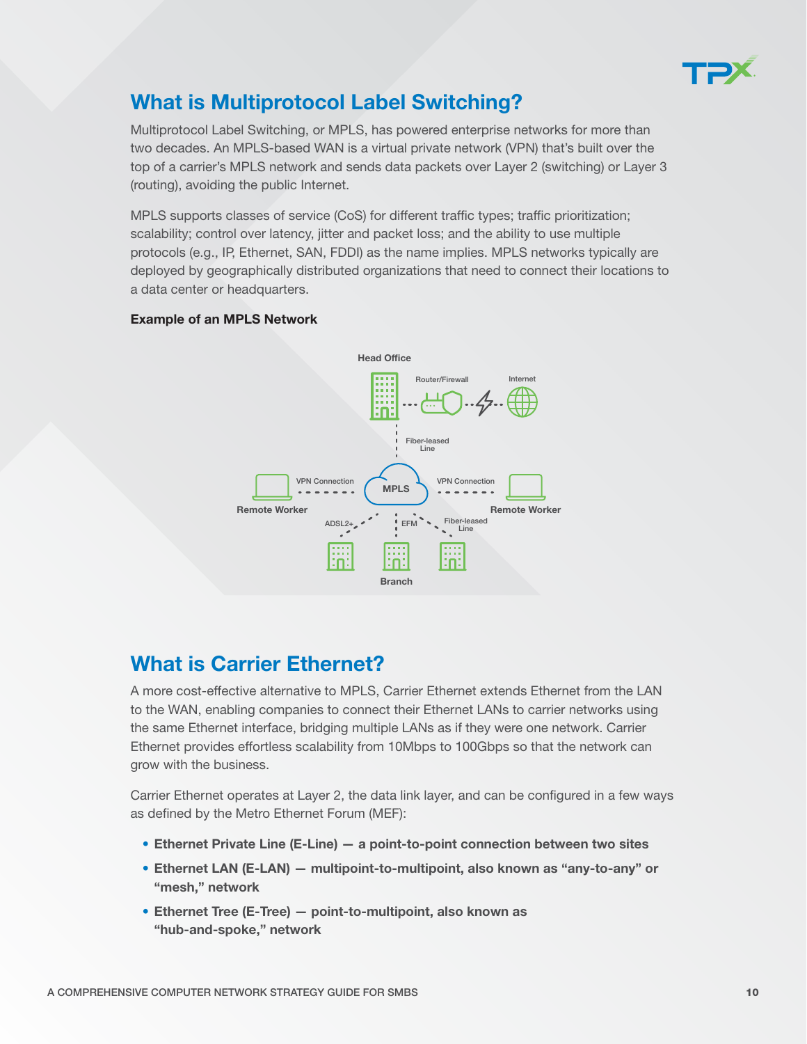## What is Multiprotocol Label Switching?

Multiprotocol Label Switching, or MPLS, has powered enterprise networks for more than two decades. An MPLS-based WAN is a virtual private network (VPN) that's built over the top of a carrier's MPLS network and sends data packets over Layer 2 (switching) or Layer 3 (routing), avoiding the public Internet.

MPLS supports classes of service (CoS) for different traffic types; traffic prioritization; scalability; control over latency, jitter and packet loss; and the ability to use multiple protocols (e.g., IP, Ethernet, SAN, FDDI) as the name implies. MPLS networks typically are deployed by geographically distributed organizations that need to connect their locations to a data center or headquarters.

**Example of an MPLS Network**

Head Office

Router/Firewall

Internet

Fiber-leased Line

VPN Connection

MPLS

VPN Connection

Remote Worker

Remote Worker

ADSL2+

EFM

Fiber-leased Line

Branch

## What is Carrier Ethernet?

A more cost-effective alternative to MPLS, Carrier Ethernet extends Ethernet from the LAN to the WAN, enabling companies to connect their Ethernet LANs to carrier networks using the same Ethernet interface, bridging multiple LANs as if they were one network. Carrier Ethernet provides effortless scalability from 10Mbps to 100Gbps so that the network can grow with the business.

Carrier Ethernet operates at Layer 2, the data link layer, and can be configured in a few ways as defined by the Metro Ethernet Forum (MEF):

- **Ethernet Private Line (E-Line) — a point-to-point connection between two sites**
- **Ethernet LAN (E-LAN) — multipoint-to-multipoint, also known as "any-to-any" or "mesh," network**
- **Ethernet Tree (E-Tree) — point-to-multipoint, also known as "hub-and-spoke," network**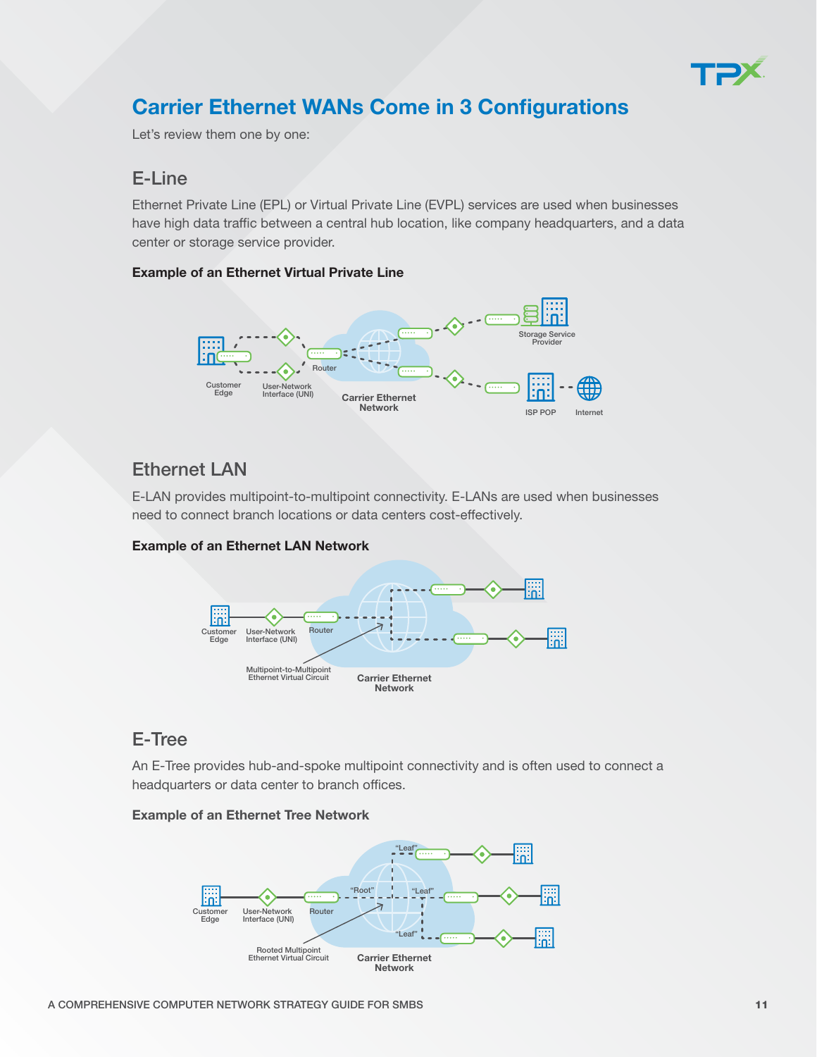# Carrier Ethernet WANs Come in 3 Configurations

Let's review them one by one:

## E-Line

Ethernet Private Line (EPL) or Virtual Private Line (EVPL) services are used when businesses have high data traffic between a central hub location, like company headquarters, and a data center or storage service provider.

**Example of an Ethernet Virtual Private Line**

Customer Edge · User-Network Interface (UNI) · Router · Carrier Ethernet Network · Storage Service Provider · ISP POP · Internet

## Ethernet LAN

E-LAN provides multipoint-to-multipoint connectivity. E-LANs are used when businesses need to connect branch locations or data centers cost-effectively.

**Example of an Ethernet LAN Network**

Customer Edge · User-Network Interface (UNI) · Router · Multipoint-to-Multipoint Ethernet Virtual Circuit · Carrier Ethernet Network

## E-Tree

An E-Tree provides hub-and-spoke multipoint connectivity and is often used to connect a headquarters or data center to branch offices.

**Example of an Ethernet Tree Network**

Customer Edge · User-Network Interface (UNI) · Router · "Root" · "Leaf" · "Leaf" · "Leaf" · Rooted Multipoint Ethernet Virtual Circuit · Carrier Ethernet Network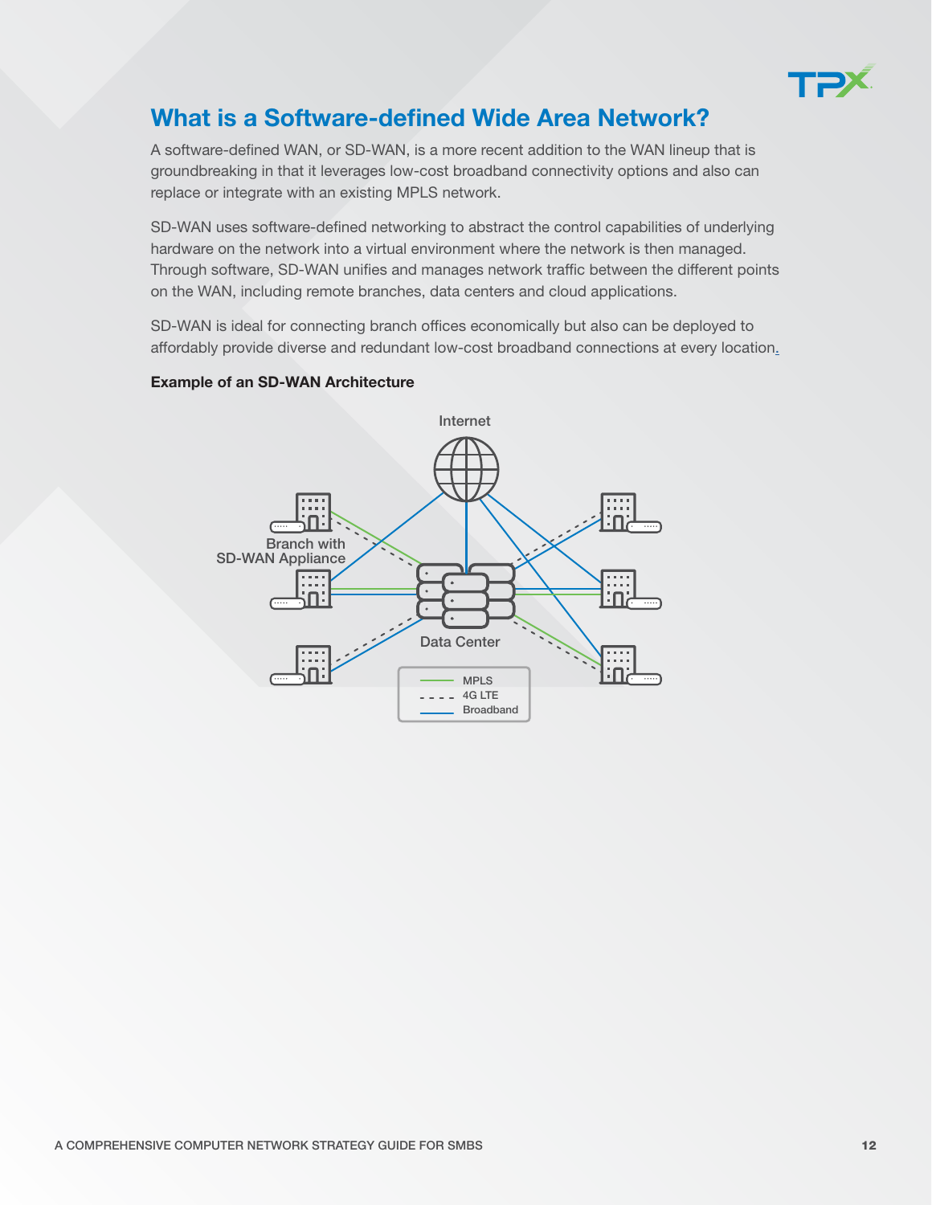## What is a Software-defined Wide Area Network?

A software-defined WAN, or SD-WAN, is a more recent addition to the WAN lineup that is groundbreaking in that it leverages low-cost broadband connectivity options and also can replace or integrate with an existing MPLS network.

SD-WAN uses software-defined networking to abstract the control capabilities of underlying hardware on the network into a virtual environment where the network is then managed. Through software, SD-WAN unifies and manages network traffic between the different points on the WAN, including remote branches, data centers and cloud applications.

SD-WAN is ideal for connecting branch offices economically but also can be deployed to affordably provide diverse and redundant low-cost broadband connections at every location.

**Example of an SD-WAN Architecture**

Internet

Branch with SD-WAN Appliance

Data Center

MPLS
4G LTE
Broadband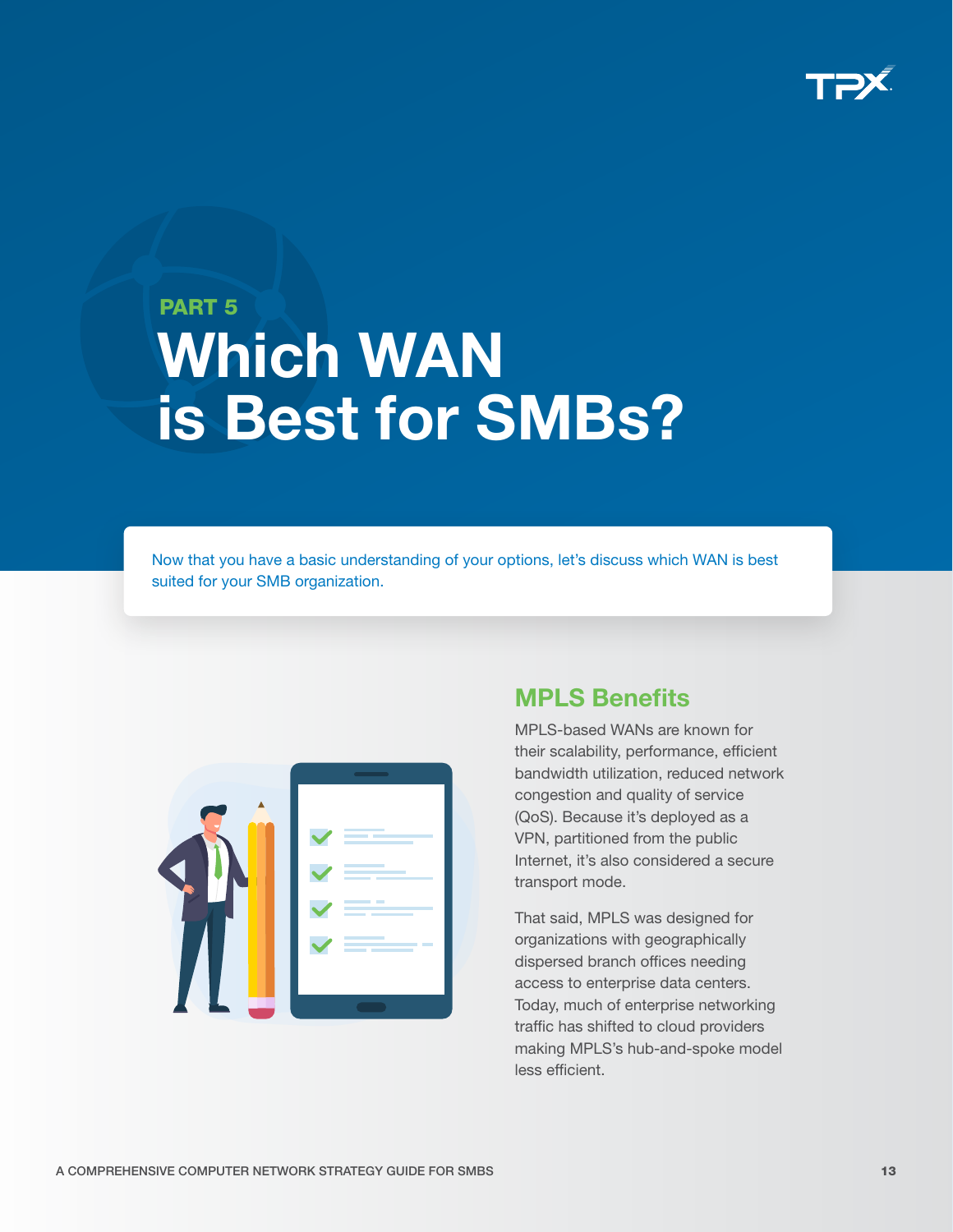PART 5

# Which WAN is Best for SMBs?

Now that you have a basic understanding of your options, let's discuss which WAN is best suited for your SMB organization.

## MPLS Benefits

MPLS-based WANs are known for their scalability, performance, efficient bandwidth utilization, reduced network congestion and quality of service (QoS). Because it's deployed as a VPN, partitioned from the public Internet, it's also considered a secure transport mode.

That said, MPLS was designed for organizations with geographically dispersed branch offices needing access to enterprise data centers. Today, much of enterprise networking traffic has shifted to cloud providers making MPLS's hub-and-spoke model less efficient.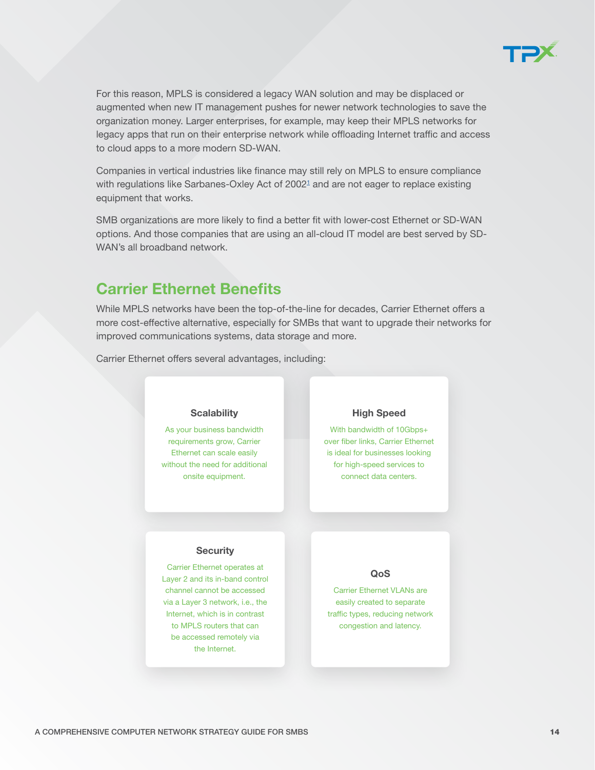For this reason, MPLS is considered a legacy WAN solution and may be displaced or augmented when new IT management pushes for newer network technologies to save the organization money. Larger enterprises, for example, may keep their MPLS networks for legacy apps that run on their enterprise network while offloading Internet traffic and access to cloud apps to a more modern SD-WAN.

Companies in vertical industries like finance may still rely on MPLS to ensure compliance with regulations like Sarbanes-Oxley Act of 2002[1] and are not eager to replace existing equipment that works.

SMB organizations are more likely to find a better fit with lower-cost Ethernet or SD-WAN options. And those companies that are using an all-cloud IT model are best served by SD-WAN's all broadband network.

## Carrier Ethernet Benefits

While MPLS networks have been the top-of-the-line for decades, Carrier Ethernet offers a more cost-effective alternative, especially for SMBs that want to upgrade their networks for improved communications systems, data storage and more.

Carrier Ethernet offers several advantages, including:

**Scalability**

As your business bandwidth requirements grow, Carrier Ethernet can scale easily without the need for additional onsite equipment.

**High Speed**

With bandwidth of 10Gbps+ over fiber links, Carrier Ethernet is ideal for businesses looking for high-speed services to connect data centers.

**Security**

Carrier Ethernet operates at Layer 2 and its in-band control channel cannot be accessed via a Layer 3 network, i.e., the Internet, which is in contrast to MPLS routers that can be accessed remotely via the Internet.

**QoS**

Carrier Ethernet VLANs are easily created to separate traffic types, reducing network congestion and latency.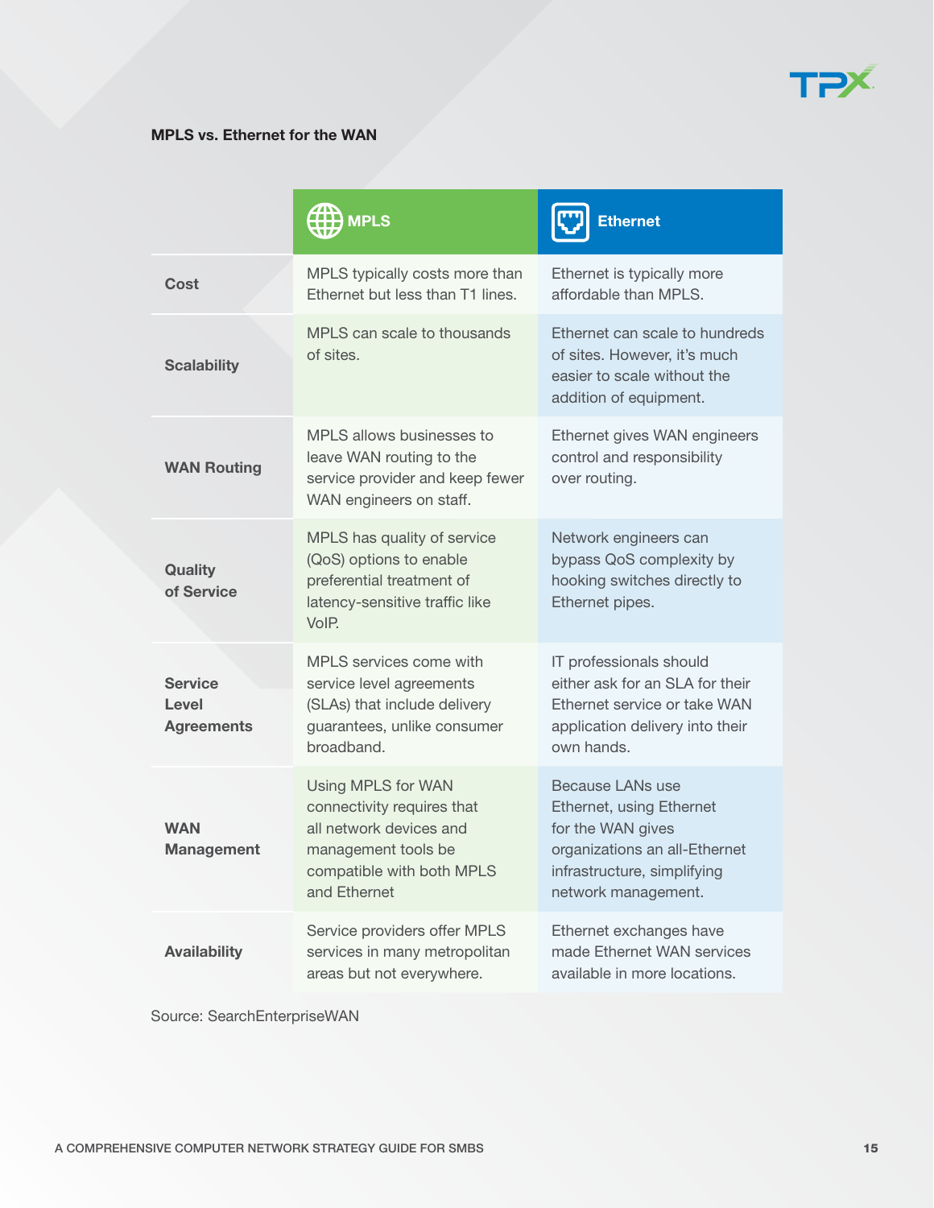**MPLS vs. Ethernet for the WAN**

| | MPLS | Ethernet |
|---|---|---|
| **Cost** | MPLS typically costs more than Ethernet but less than T1 lines. | Ethernet is typically more affordable than MPLS. |
| **Scalability** | MPLS can scale to thousands of sites. | Ethernet can scale to hundreds of sites. However, it's much easier to scale without the addition of equipment. |
| **WAN Routing** | MPLS allows businesses to leave WAN routing to the service provider and keep fewer WAN engineers on staff. | Ethernet gives WAN engineers control and responsibility over routing. |
| **Quality of Service** | MPLS has quality of service (QoS) options to enable preferential treatment of latency-sensitive traffic like VoIP. | Network engineers can bypass QoS complexity by hooking switches directly to Ethernet pipes. |
| **Service Level Agreements** | MPLS services come with service level agreements (SLAs) that include delivery guarantees, unlike consumer broadband. | IT professionals should either ask for an SLA for their Ethernet service or take WAN application delivery into their own hands. |
| **WAN Management** | Using MPLS for WAN connectivity requires that all network devices and management tools be compatible with both MPLS and Ethernet | Because LANs use Ethernet, using Ethernet for the WAN gives organizations an all-Ethernet infrastructure, simplifying network management. |
| **Availability** | Service providers offer MPLS services in many metropolitan areas but not everywhere. | Ethernet exchanges have made Ethernet WAN services available in more locations. |

Source: SearchEnterpriseWAN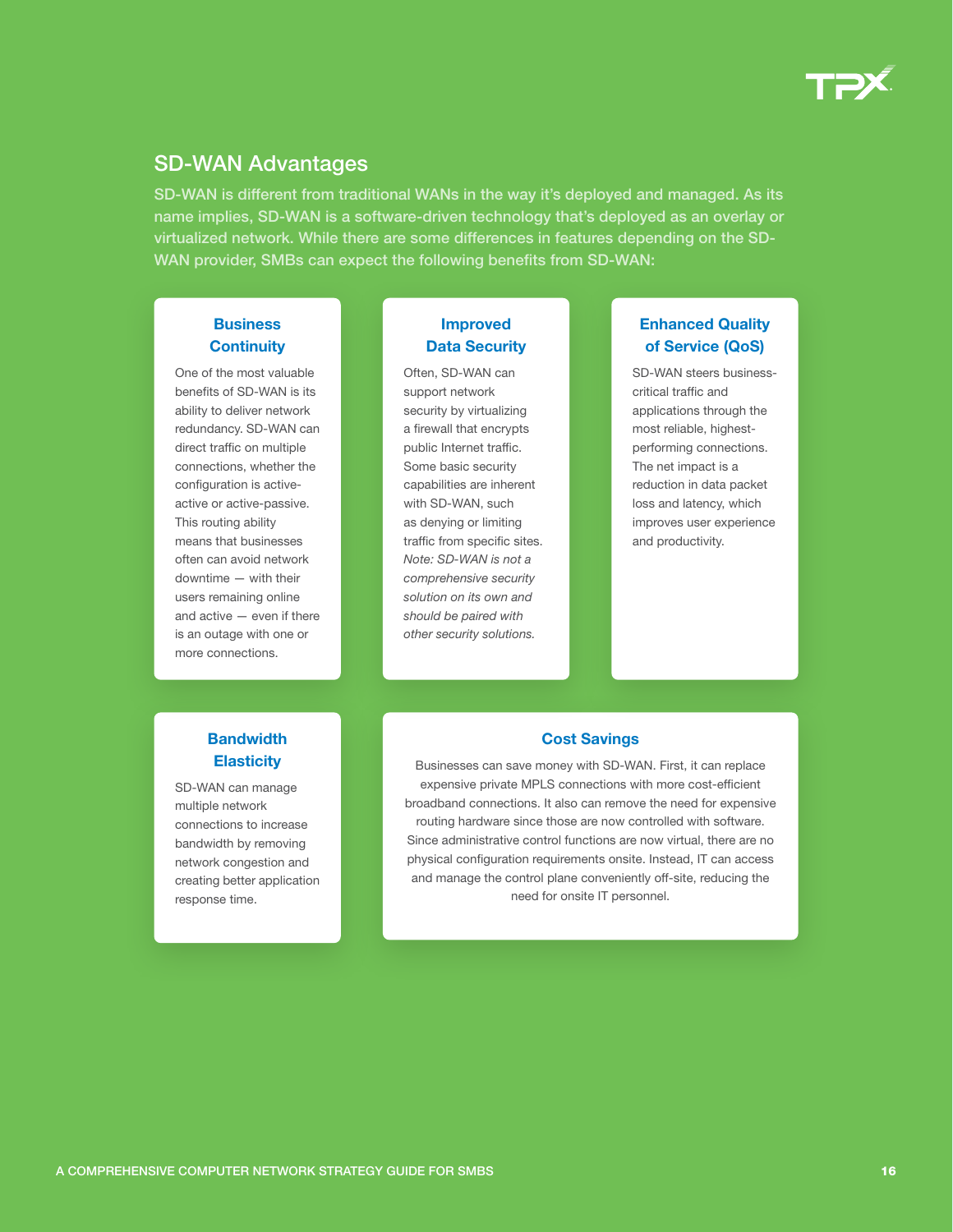## SD-WAN Advantages

SD-WAN is different from traditional WANs in the way it's deployed and managed. As its name implies, SD-WAN is a software-driven technology that's deployed as an overlay or virtualized network. While there are some differences in features depending on the SD-WAN provider, SMBs can expect the following benefits from SD-WAN:

### Business Continuity

One of the most valuable benefits of SD-WAN is its ability to deliver network redundancy. SD-WAN can direct traffic on multiple connections, whether the configuration is active-active or active-passive. This routing ability means that businesses often can avoid network downtime — with their users remaining online and active — even if there is an outage with one or more connections.

### Improved Data Security

Often, SD-WAN can support network security by virtualizing a firewall that encrypts public Internet traffic. Some basic security capabilities are inherent with SD-WAN, such as denying or limiting traffic from specific sites. *Note: SD-WAN is not a comprehensive security solution on its own and should be paired with other security solutions.*

### Enhanced Quality of Service (QoS)

SD-WAN steers business-critical traffic and applications through the most reliable, highest-performing connections. The net impact is a reduction in data packet loss and latency, which improves user experience and productivity.

### Bandwidth Elasticity

SD-WAN can manage multiple network connections to increase bandwidth by removing network congestion and creating better application response time.

### Cost Savings

Businesses can save money with SD-WAN. First, it can replace expensive private MPLS connections with more cost-efficient broadband connections. It also can remove the need for expensive routing hardware since those are now controlled with software. Since administrative control functions are now virtual, there are no physical configuration requirements onsite. Instead, IT can access and manage the control plane conveniently off-site, reducing the need for onsite IT personnel.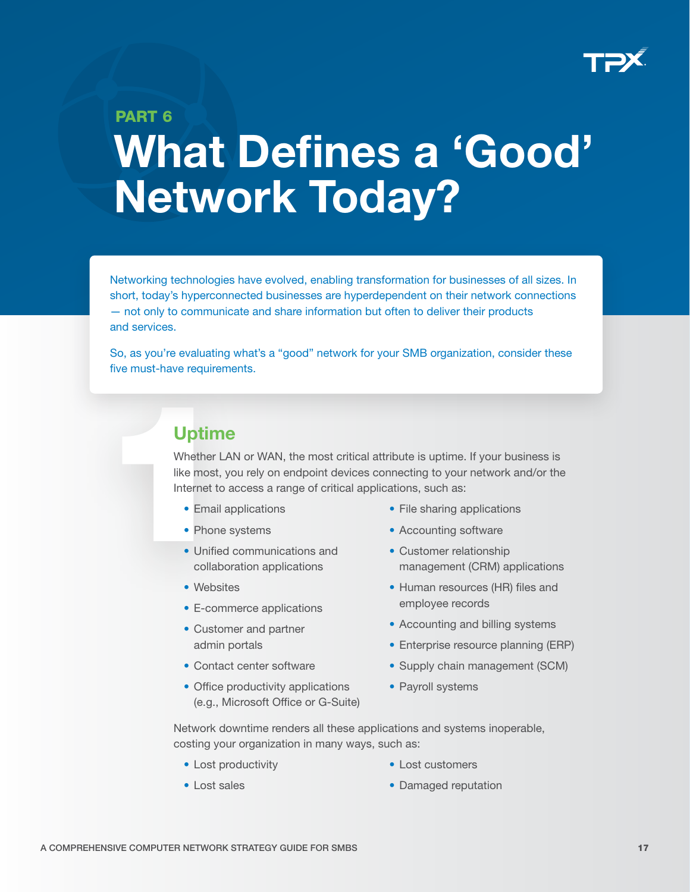PART 6

# What Defines a 'Good' Network Today?

Networking technologies have evolved, enabling transformation for businesses of all sizes. In short, today's hyperconnected businesses are hyperdependent on their network connections — not only to communicate and share information but often to deliver their products and services.

So, as you're evaluating what's a "good" network for your SMB organization, consider these five must-have requirements.

## 1 Uptime

Whether LAN or WAN, the most critical attribute is uptime. If your business is like most, you rely on endpoint devices connecting to your network and/or the Internet to access a range of critical applications, such as:

- Email applications
- Phone systems
- Unified communications and collaboration applications
- Websites
- E-commerce applications
- Customer and partner admin portals
- Contact center software
- Office productivity applications (e.g., Microsoft Office or G-Suite)
- File sharing applications
- Accounting software
- Customer relationship management (CRM) applications
- Human resources (HR) files and employee records
- Accounting and billing systems
- Enterprise resource planning (ERP)
- Supply chain management (SCM)
- Payroll systems

Network downtime renders all these applications and systems inoperable, costing your organization in many ways, such as:

- Lost productivity
- Lost sales
- Lost customers
- Damaged reputation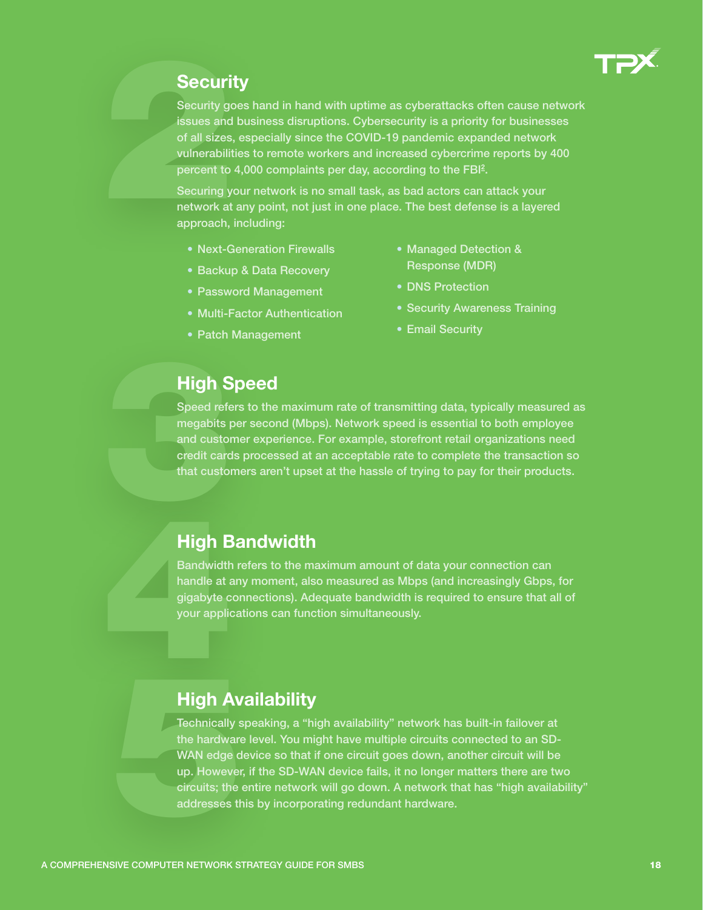## Security

Security goes hand in hand with uptime as cyberattacks often cause network issues and business disruptions. Cybersecurity is a priority for businesses of all sizes, especially since the COVID-19 pandemic expanded network vulnerabilities to remote workers and increased cybercrime reports by 400 percent to 4,000 complaints per day, according to the FBI[2].

Securing your network is no small task, as bad actors can attack your network at any point, not just in one place. The best defense is a layered approach, including:

- Next-Generation Firewalls
- Backup & Data Recovery
- Password Management
- Multi-Factor Authentication
- Patch Management
- Managed Detection & Response (MDR)
- DNS Protection
- Security Awareness Training
- Email Security

## High Speed

Speed refers to the maximum rate of transmitting data, typically measured as megabits per second (Mbps). Network speed is essential to both employee and customer experience. For example, storefront retail organizations need credit cards processed at an acceptable rate to complete the transaction so that customers aren't upset at the hassle of trying to pay for their products.

## High Bandwidth

Bandwidth refers to the maximum amount of data your connection can handle at any moment, also measured as Mbps (and increasingly Gbps, for gigabyte connections). Adequate bandwidth is required to ensure that all of your applications can function simultaneously.

## High Availability

Technically speaking, a "high availability" network has built-in failover at the hardware level. You might have multiple circuits connected to an SD-WAN edge device so that if one circuit goes down, another circuit will be up. However, if the SD-WAN device fails, it no longer matters there are two circuits; the entire network will go down. A network that has "high availability" addresses this by incorporating redundant hardware.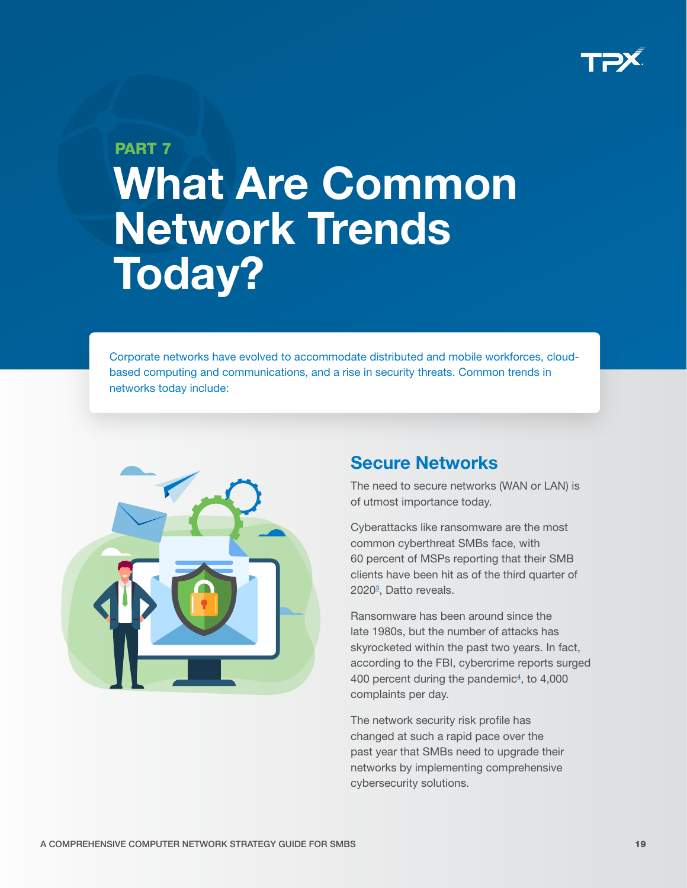PART 7

# What Are Common Network Trends Today?

Corporate networks have evolved to accommodate distributed and mobile workforces, cloud-based computing and communications, and a rise in security threats. Common trends in networks today include:

## Secure Networks

The need to secure networks (WAN or LAN) is of utmost importance today.

Cyberattacks like ransomware are the most common cyberthreat SMBs face, with 60 percent of MSPs reporting that their SMB clients have been hit as of the third quarter of 2020[3], Datto reveals.

Ransomware has been around since the late 1980s, but the number of attacks has skyrocketed within the past two years. In fact, according to the FBI, cybercrime reports surged 400 percent during the pandemic[4], to 4,000 complaints per day.

The network security risk profile has changed at such a rapid pace over the past year that SMBs need to upgrade their networks by implementing comprehensive cybersecurity solutions.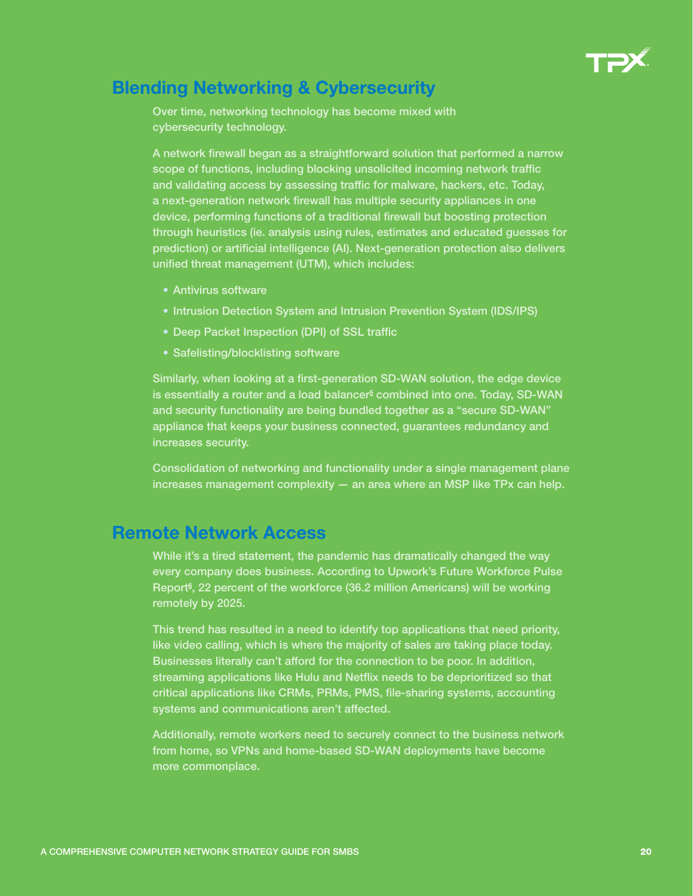## Blending Networking & Cybersecurity

Over time, networking technology has become mixed with cybersecurity technology.

A network firewall began as a straightforward solution that performed a narrow scope of functions, including blocking unsolicited incoming network traffic and validating access by assessing traffic for malware, hackers, etc. Today, a next-generation network firewall has multiple security appliances in one device, performing functions of a traditional firewall but boosting protection through heuristics (ie. analysis using rules, estimates and educated guesses for prediction) or artificial intelligence (AI). Next-generation protection also delivers unified threat management (UTM), which includes:

- Antivirus software
- Intrusion Detection System and Intrusion Prevention System (IDS/IPS)
- Deep Packet Inspection (DPI) of SSL traffic
- Safelisting/blocklisting software

Similarly, when looking at a first-generation SD-WAN solution, the edge device is essentially a router and a load balancer[5] combined into one. Today, SD-WAN and security functionality are being bundled together as a "secure SD-WAN" appliance that keeps your business connected, guarantees redundancy and increases security.

Consolidation of networking and functionality under a single management plane increases management complexity — an area where an MSP like TPx can help.

## Remote Network Access

While it's a tired statement, the pandemic has dramatically changed the way every company does business. According to Upwork's Future Workforce Pulse Report[6], 22 percent of the workforce (36.2 million Americans) will be working remotely by 2025.

This trend has resulted in a need to identify top applications that need priority, like video calling, which is where the majority of sales are taking place today. Businesses literally can't afford for the connection to be poor. In addition, streaming applications like Hulu and Netflix needs to be deprioritized so that critical applications like CRMs, PRMs, PMS, file-sharing systems, accounting systems and communications aren't affected.

Additionally, remote workers need to securely connect to the business network from home, so VPNs and home-based SD-WAN deployments have become more commonplace.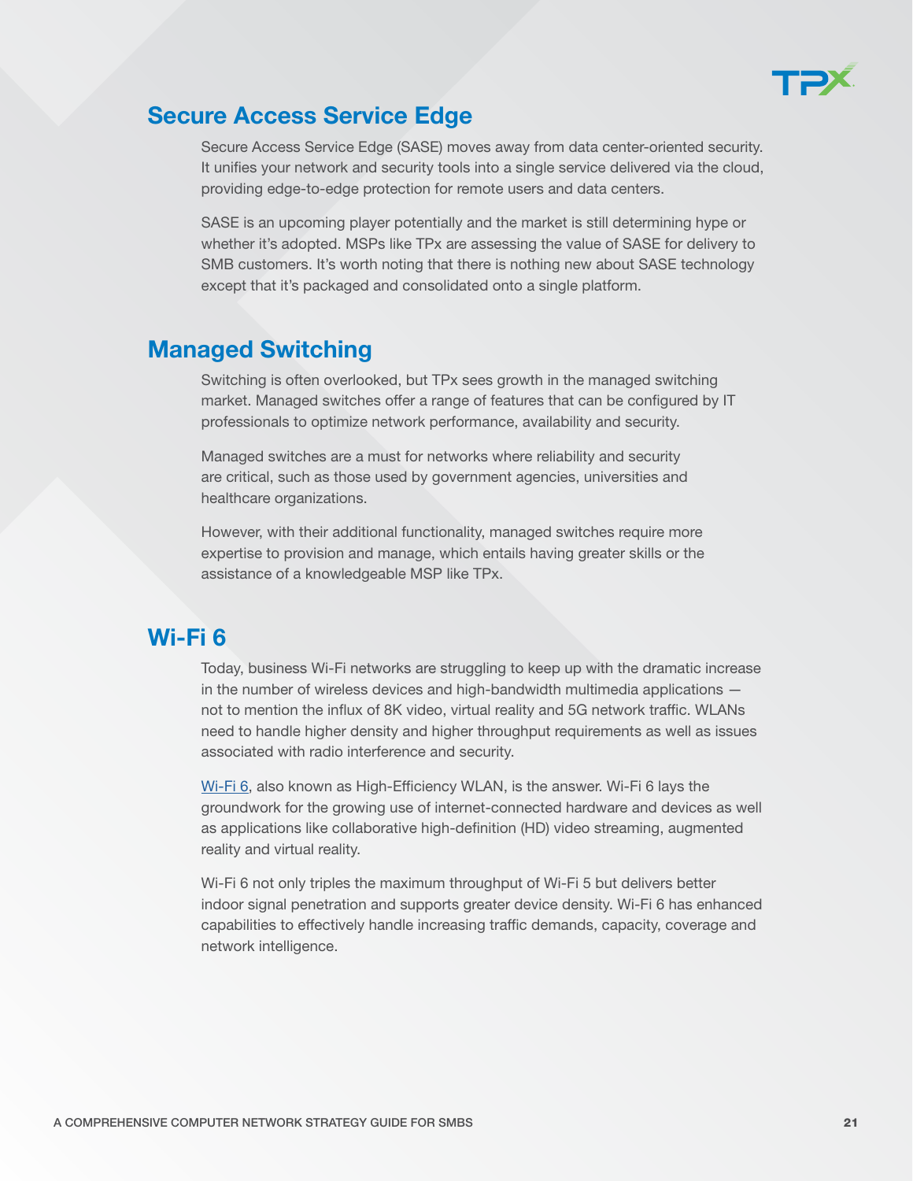## Secure Access Service Edge

Secure Access Service Edge (SASE) moves away from data center-oriented security. It unifies your network and security tools into a single service delivered via the cloud, providing edge-to-edge protection for remote users and data centers.

SASE is an upcoming player potentially and the market is still determining hype or whether it's adopted. MSPs like TPx are assessing the value of SASE for delivery to SMB customers. It's worth noting that there is nothing new about SASE technology except that it's packaged and consolidated onto a single platform.

## Managed Switching

Switching is often overlooked, but TPx sees growth in the managed switching market. Managed switches offer a range of features that can be configured by IT professionals to optimize network performance, availability and security.

Managed switches are a must for networks where reliability and security are critical, such as those used by government agencies, universities and healthcare organizations.

However, with their additional functionality, managed switches require more expertise to provision and manage, which entails having greater skills or the assistance of a knowledgeable MSP like TPx.

## Wi-Fi 6

Today, business Wi-Fi networks are struggling to keep up with the dramatic increase in the number of wireless devices and high-bandwidth multimedia applications — not to mention the influx of 8K video, virtual reality and 5G network traffic. WLANs need to handle higher density and higher throughput requirements as well as issues associated with radio interference and security.

Wi-Fi 6, also known as High-Efficiency WLAN, is the answer. Wi-Fi 6 lays the groundwork for the growing use of internet-connected hardware and devices as well as applications like collaborative high-definition (HD) video streaming, augmented reality and virtual reality.

Wi-Fi 6 not only triples the maximum throughput of Wi-Fi 5 but delivers better indoor signal penetration and supports greater device density. Wi-Fi 6 has enhanced capabilities to effectively handle increasing traffic demands, capacity, coverage and network intelligence.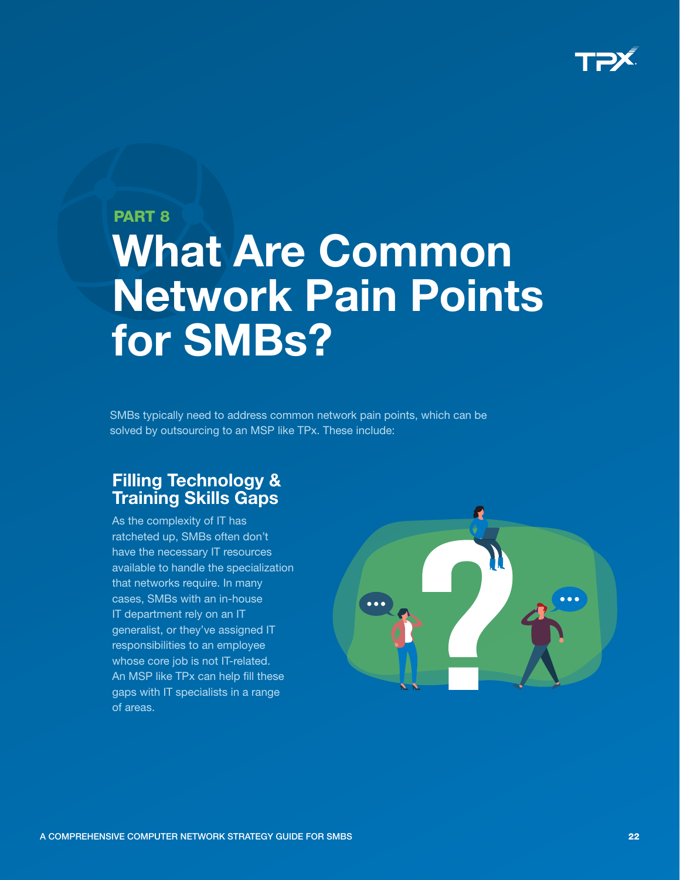PART 8

# What Are Common Network Pain Points for SMBs?

SMBs typically need to address common network pain points, which can be solved by outsourcing to an MSP like TPx. These include:

## Filling Technology & Training Skills Gaps

As the complexity of IT has ratcheted up, SMBs often don't have the necessary IT resources available to handle the specialization that networks require. In many cases, SMBs with an in-house IT department rely on an IT generalist, or they've assigned IT responsibilities to an employee whose core job is not IT-related. An MSP like TPx can help fill these gaps with IT specialists in a range of areas.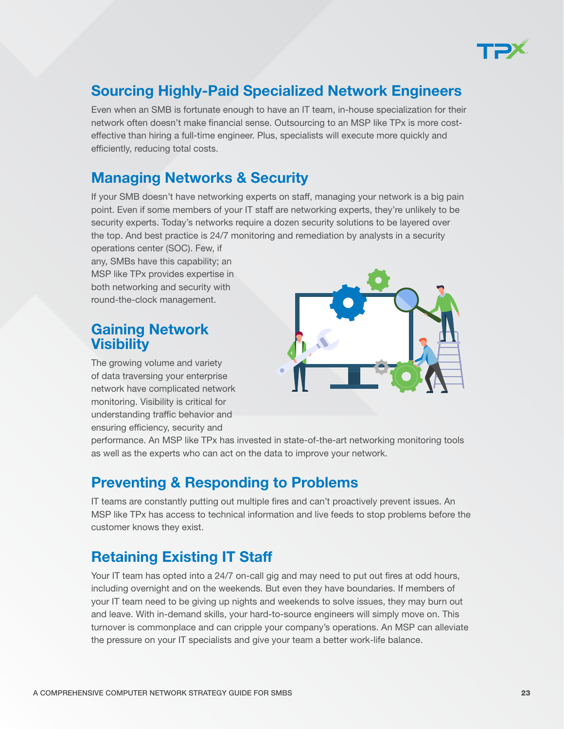## Sourcing Highly-Paid Specialized Network Engineers

Even when an SMB is fortunate enough to have an IT team, in-house specialization for their network often doesn't make financial sense. Outsourcing to an MSP like TPx is more cost-effective than hiring a full-time engineer. Plus, specialists will execute more quickly and efficiently, reducing total costs.

## Managing Networks & Security

If your SMB doesn't have networking experts on staff, managing your network is a big pain point. Even if some members of your IT staff are networking experts, they're unlikely to be security experts. Today's networks require a dozen security solutions to be layered over the top. And best practice is 24/7 monitoring and remediation by analysts in a security operations center (SOC). Few, if any, SMBs have this capability; an MSP like TPx provides expertise in both networking and security with round-the-clock management.

## Gaining Network Visibility

The growing volume and variety of data traversing your enterprise network have complicated network monitoring. Visibility is critical for understanding traffic behavior and ensuring efficiency, security and performance. An MSP like TPx has invested in state-of-the-art networking monitoring tools as well as the experts who can act on the data to improve your network.

## Preventing & Responding to Problems

IT teams are constantly putting out multiple fires and can't proactively prevent issues. An MSP like TPx has access to technical information and live feeds to stop problems before the customer knows they exist.

## Retaining Existing IT Staff

Your IT team has opted into a 24/7 on-call gig and may need to put out fires at odd hours, including overnight and on the weekends. But even they have boundaries. If members of your IT team need to be giving up nights and weekends to solve issues, they may burn out and leave. With in-demand skills, your hard-to-source engineers will simply move on. This turnover is commonplace and can cripple your company's operations. An MSP can alleviate the pressure on your IT specialists and give your team a better work-life balance.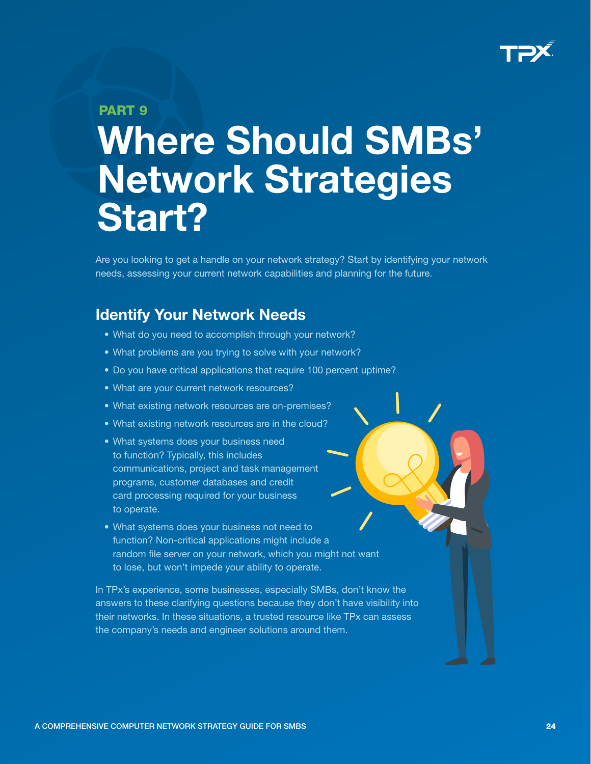PART 9

# Where Should SMBs' Network Strategies Start?

Are you looking to get a handle on your network strategy? Start by identifying your network needs, assessing your current network capabilities and planning for the future.

## Identify Your Network Needs

- What do you need to accomplish through your network?
- What problems are you trying to solve with your network?
- Do you have critical applications that require 100 percent uptime?
- What are your current network resources?
- What existing network resources are on-premises?
- What existing network resources are in the cloud?
- What systems does your business need to function? Typically, this includes communications, project and task management programs, customer databases and credit card processing required for your business to operate.
- What systems does your business not need to function? Non-critical applications might include a random file server on your network, which you might not want to lose, but won't impede your ability to operate.

In TPx's experience, some businesses, especially SMBs, don't know the answers to these clarifying questions because they don't have visibility into their networks. In these situations, a trusted resource like TPx can assess the company's needs and engineer solutions around them.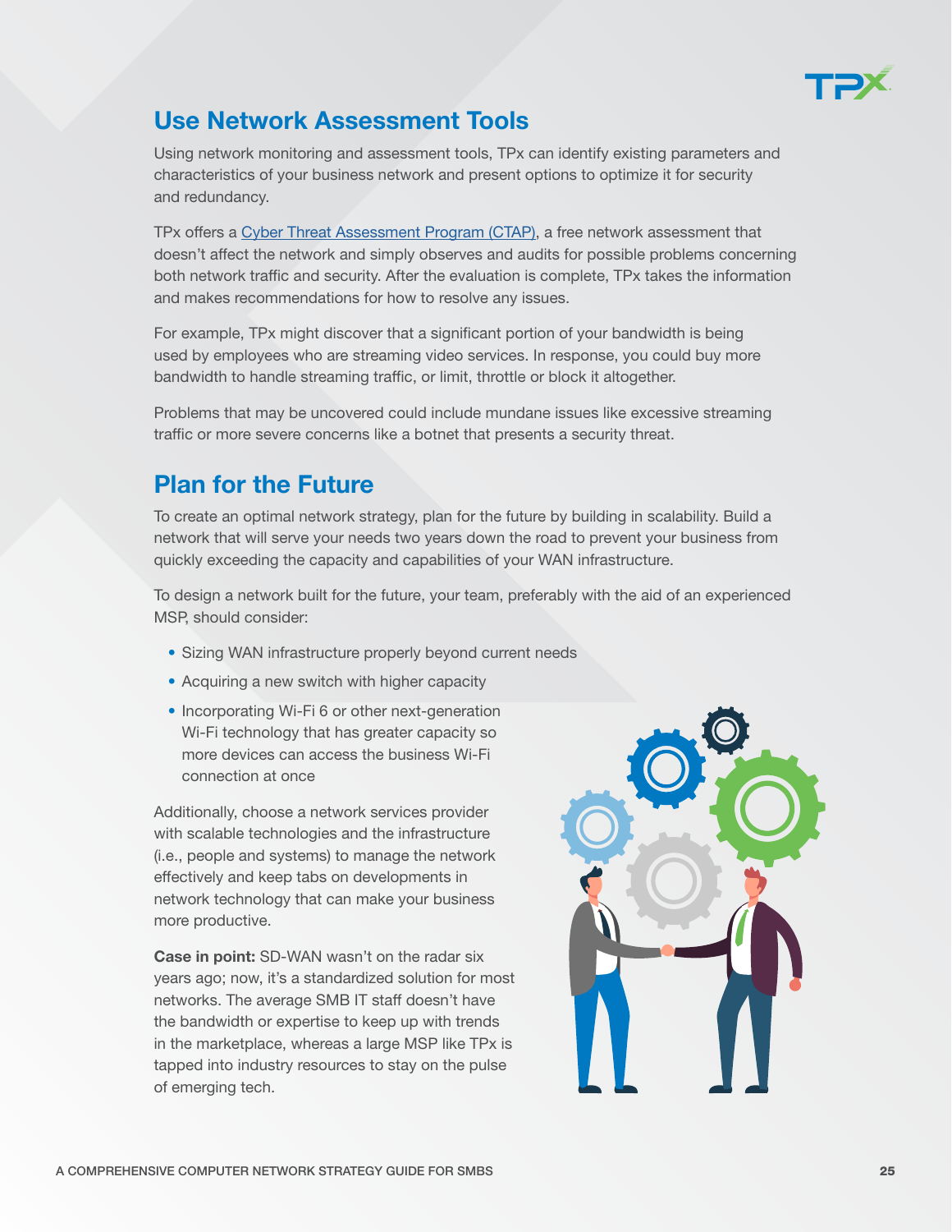## Use Network Assessment Tools

Using network monitoring and assessment tools, TPx can identify existing parameters and characteristics of your business network and present options to optimize it for security and redundancy.

TPx offers a [Cyber Threat Assessment Program (CTAP)](), a free network assessment that doesn't affect the network and simply observes and audits for possible problems concerning both network traffic and security. After the evaluation is complete, TPx takes the information and makes recommendations for how to resolve any issues.

For example, TPx might discover that a significant portion of your bandwidth is being used by employees who are streaming video services. In response, you could buy more bandwidth to handle streaming traffic, or limit, throttle or block it altogether.

Problems that may be uncovered could include mundane issues like excessive streaming traffic or more severe concerns like a botnet that presents a security threat.

## Plan for the Future

To create an optimal network strategy, plan for the future by building in scalability. Build a network that will serve your needs two years down the road to prevent your business from quickly exceeding the capacity and capabilities of your WAN infrastructure.

To design a network built for the future, your team, preferably with the aid of an experienced MSP, should consider:

- Sizing WAN infrastructure properly beyond current needs
- Acquiring a new switch with higher capacity
- Incorporating Wi-Fi 6 or other next-generation Wi-Fi technology that has greater capacity so more devices can access the business Wi-Fi connection at once

Additionally, choose a network services provider with scalable technologies and the infrastructure (i.e., people and systems) to manage the network effectively and keep tabs on developments in network technology that can make your business more productive.

**Case in point:** SD-WAN wasn't on the radar six years ago; now, it's a standardized solution for most networks. The average SMB IT staff doesn't have the bandwidth or expertise to keep up with trends in the marketplace, whereas a large MSP like TPx is tapped into industry resources to stay on the pulse of emerging tech.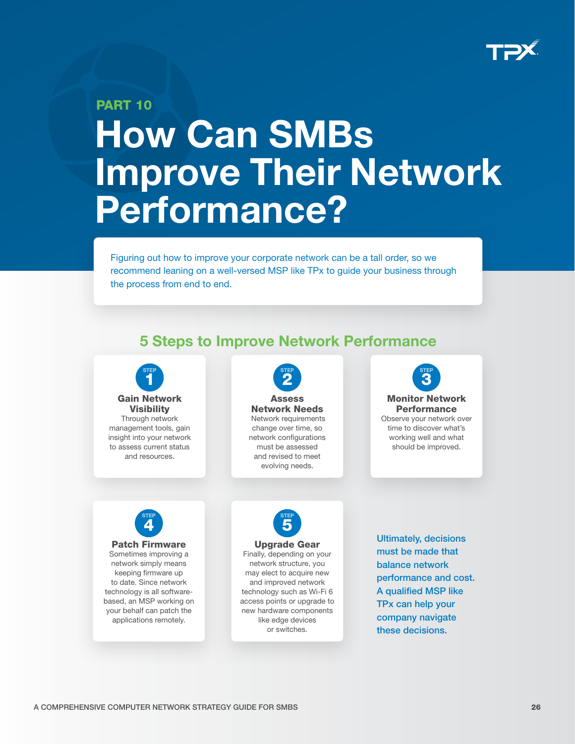PART 10

# How Can SMBs Improve Their Network Performance?

Figuring out how to improve your corporate network can be a tall order, so we recommend leaning on a well-versed MSP like TPx to guide your business through the process from end to end.

## 5 Steps to Improve Network Performance

### STEP 1 — Gain Network Visibility

Through network management tools, gain insight into your network to assess current status and resources.

### STEP 2 — Assess Network Needs

Network requirements change over time, so network configurations must be assessed and revised to meet evolving needs.

### STEP 3 — Monitor Network Performance

Observe your network over time to discover what's working well and what should be improved.

### STEP 4 — Patch Firmware

Sometimes improving a network simply means keeping firmware up to date. Since network technology is all software-based, an MSP working on your behalf can patch the applications remotely.

### STEP 5 — Upgrade Gear

Finally, depending on your network structure, you may elect to acquire new and improved network technology such as Wi-Fi 6 access points or upgrade to new hardware components like edge devices or switches.

Ultimately, decisions must be made that balance network performance and cost. A qualified MSP like TPx can help your company navigate these decisions.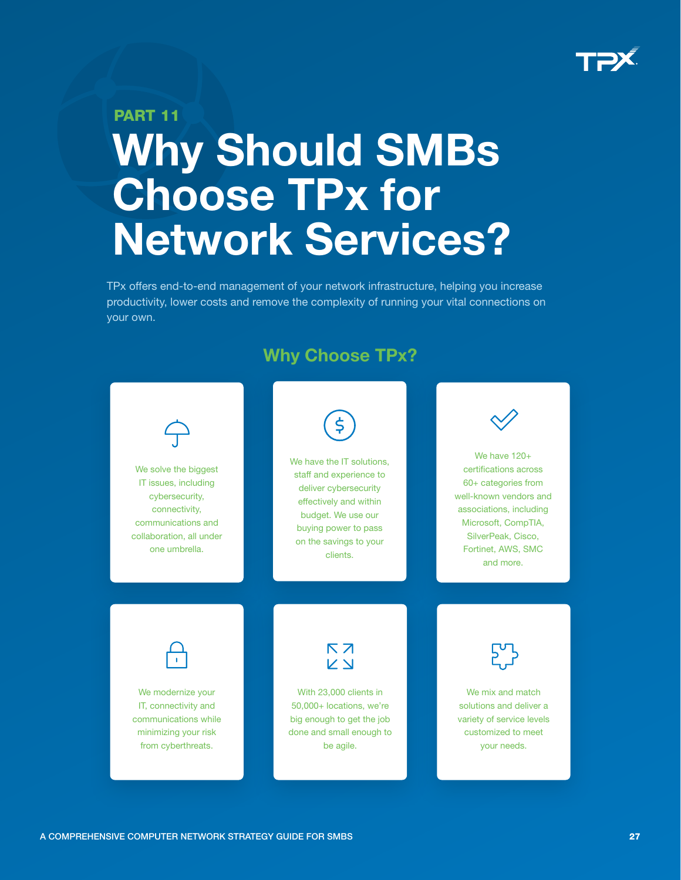PART 11

# Why Should SMBs Choose TPx for Network Services?

TPx offers end-to-end management of your network infrastructure, helping you increase productivity, lower costs and remove the complexity of running your vital connections on your own.

## Why Choose TPx?

- We solve the biggest IT issues, including cybersecurity, connectivity, communications and collaboration, all under one umbrella.

- We have the IT solutions, staff and experience to deliver cybersecurity effectively and within budget. We use our buying power to pass on the savings to your clients.

- We have 120+ certifications across 60+ categories from well-known vendors and associations, including Microsoft, CompTIA, SilverPeak, Cisco, Fortinet, AWS, SMC and more.

- We modernize your IT, connectivity and communications while minimizing your risk from cyberthreats.

- With 23,000 clients in 50,000+ locations, we're big enough to get the job done and small enough to be agile.

- We mix and match solutions and deliver a variety of service levels customized to meet your needs.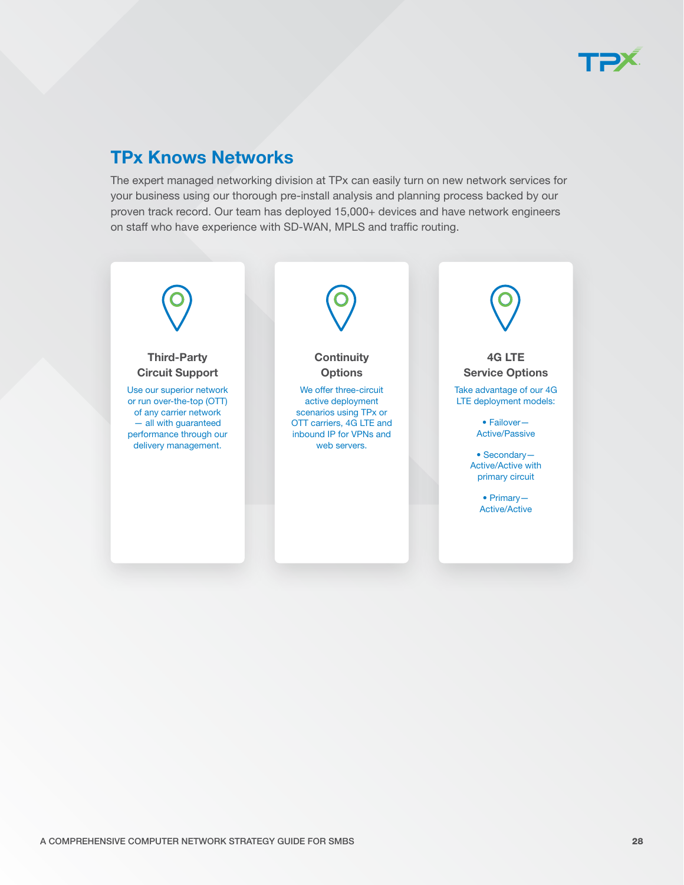## TPx Knows Networks

The expert managed networking division at TPx can easily turn on new network services for your business using our thorough pre-install analysis and planning process backed by our proven track record. Our team has deployed 15,000+ devices and have network engineers on staff who have experience with SD-WAN, MPLS and traffic routing.

### Third-Party Circuit Support

Use our superior network or run over-the-top (OTT) of any carrier network — all with guaranteed performance through our delivery management.

### Continuity Options

We offer three-circuit active deployment scenarios using TPx or OTT carriers, 4G LTE and inbound IP for VPNs and web servers.

### 4G LTE Service Options

Take advantage of our 4G LTE deployment models:

- Failover—Active/Passive
- Secondary—Active/Active with primary circuit
- Primary—Active/Active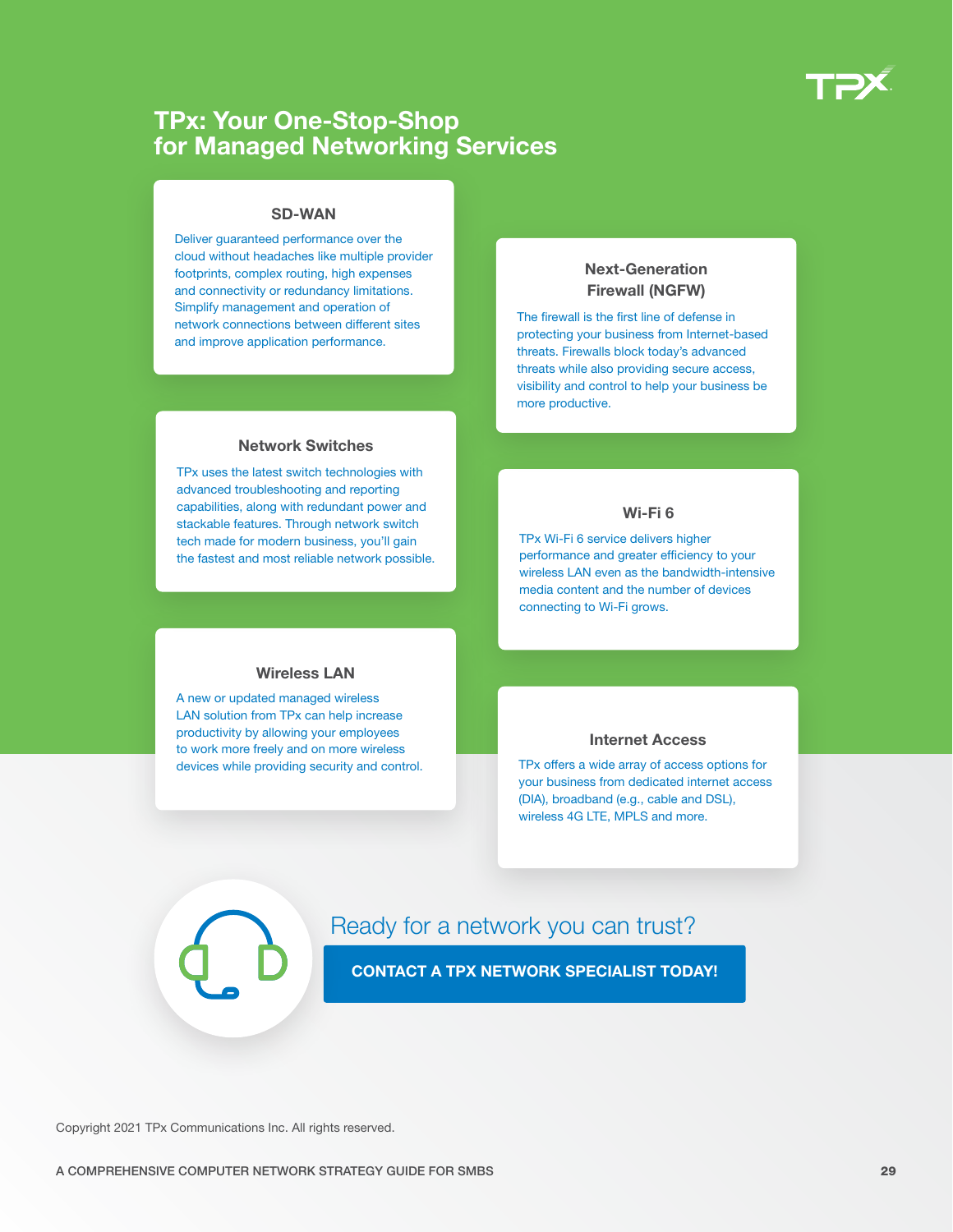# TPx: Your One-Stop-Shop for Managed Networking Services

### SD-WAN

Deliver guaranteed performance over the cloud without headaches like multiple provider footprints, complex routing, high expenses and connectivity or redundancy limitations. Simplify management and operation of network connections between different sites and improve application performance.

### Next-Generation Firewall (NGFW)

The firewall is the first line of defense in protecting your business from Internet-based threats. Firewalls block today's advanced threats while also providing secure access, visibility and control to help your business be more productive.

### Network Switches

TPx uses the latest switch technologies with advanced troubleshooting and reporting capabilities, along with redundant power and stackable features. Through network switch tech made for modern business, you'll gain the fastest and most reliable network possible.

### Wi-Fi 6

TPx Wi-Fi 6 service delivers higher performance and greater efficiency to your wireless LAN even as the bandwidth-intensive media content and the number of devices connecting to Wi-Fi grows.

### Wireless LAN

A new or updated managed wireless LAN solution from TPx can help increase productivity by allowing your employees to work more freely and on more wireless devices while providing security and control.

### Internet Access

TPx offers a wide array of access options for your business from dedicated internet access (DIA), broadband (e.g., cable and DSL), wireless 4G LTE, MPLS and more.

Ready for a network you can trust?

**CONTACT A TPX NETWORK SPECIALIST TODAY!**

Copyright 2021 TPx Communications Inc. All rights reserved.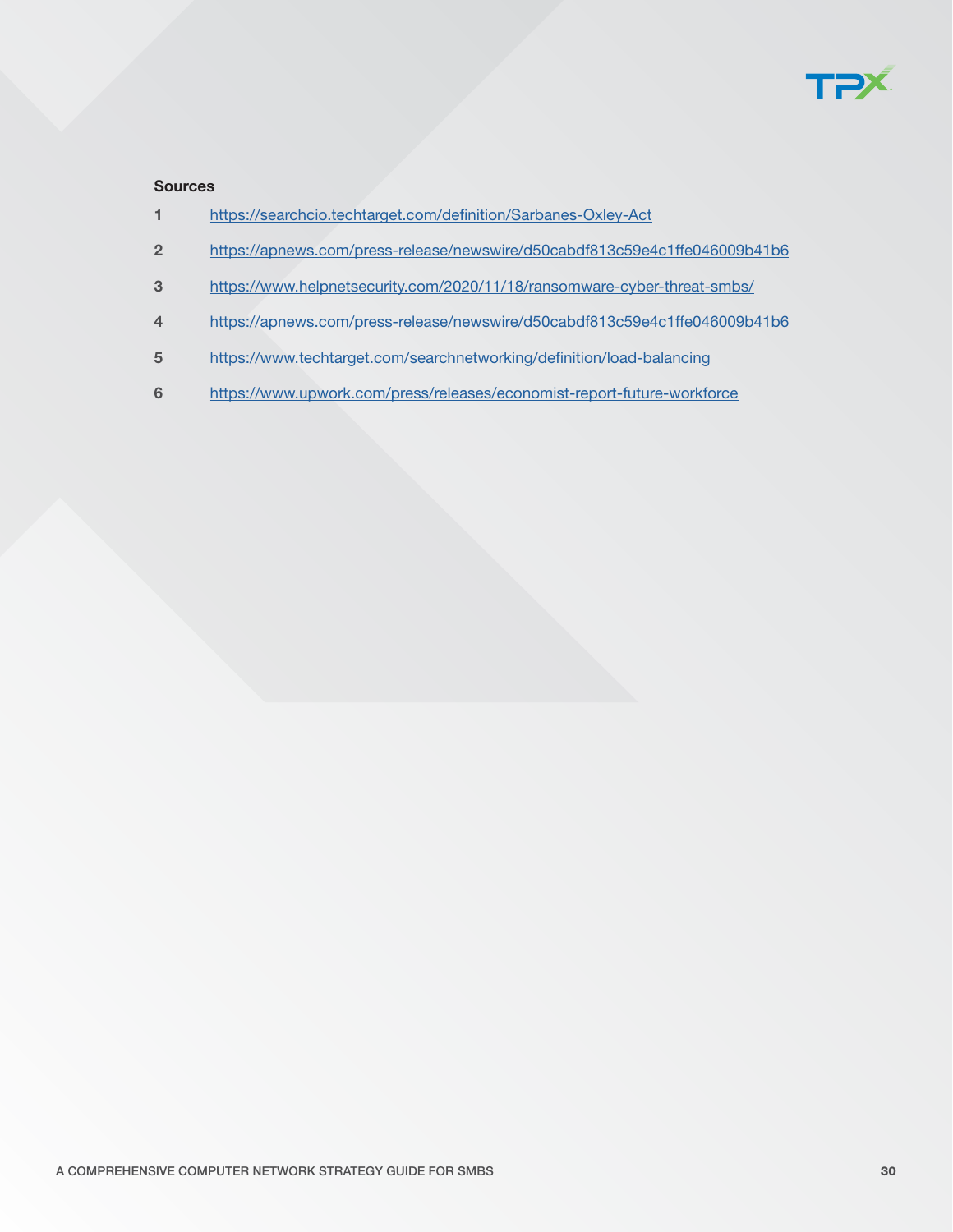### Sources

1. https://searchcio.techtarget.com/definition/Sarbanes-Oxley-Act
2. https://apnews.com/press-release/newswire/d50cabdf813c59e4c1ffe046009b41b6
3. https://www.helpnetsecurity.com/2020/11/18/ransomware-cyber-threat-smbs/
4. https://apnews.com/press-release/newswire/d50cabdf813c59e4c1ffe046009b41b6
5. https://www.techtarget.com/searchnetworking/definition/load-balancing
6. https://www.upwork.com/press/releases/economist-report-future-workforce